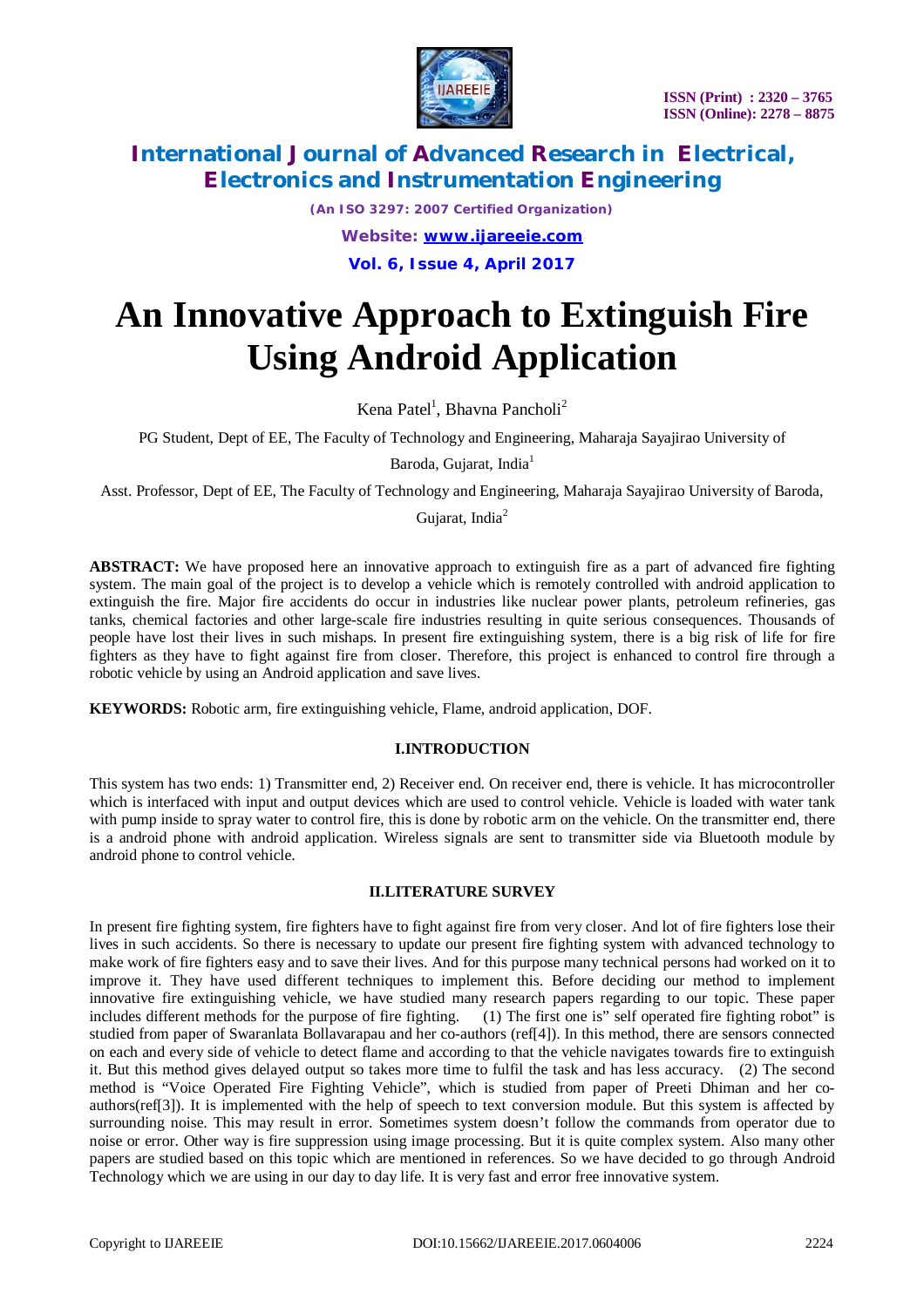# An Innovative Approach to Extinguish Fire Using Android Application

Kena Patel[1], Bhavna Pancholi[2]

PG Student, Dept of EE, The Faculty of Technology and Engineering, Maharaja Sayajirao University of Baroda, Gujarat, India[1]

Asst. Professor, Dept of EE, The Faculty of Technology and Engineering, Maharaja Sayajirao University of Baroda, Gujarat, India[2]

**ABSTRACT:** We have proposed here an innovative approach to extinguish fire as a part of advanced fire fighting system. The main goal of the project is to develop a vehicle which is remotely controlled with android application to extinguish the fire. Major fire accidents do occur in industries like nuclear power plants, petroleum refineries, gas tanks, chemical factories and other large-scale fire industries resulting in quite serious consequences. Thousands of people have lost their lives in such mishaps. In present fire extinguishing system, there is a big risk of life for fire fighters as they have to fight against fire from closer. Therefore, this project is enhanced to control fire through a robotic vehicle by using an Android application and save lives.

**KEYWORDS:** Robotic arm, fire extinguishing vehicle, Flame, android application, DOF.

## I.INTRODUCTION

This system has two ends: 1) Transmitter end, 2) Receiver end. On receiver end, there is vehicle. It has microcontroller which is interfaced with input and output devices which are used to control vehicle. Vehicle is loaded with water tank with pump inside to spray water to control fire, this is done by robotic arm on the vehicle. On the transmitter end, there is a android phone with android application. Wireless signals are sent to transmitter side via Bluetooth module by android phone to control vehicle.

## II.LITERATURE SURVEY

In present fire fighting system, fire fighters have to fight against fire from very closer. And lot of fire fighters lose their lives in such accidents. So there is necessary to update our present fire fighting system with advanced technology to make work of fire fighters easy and to save their lives. And for this purpose many technical persons had worked on it to improve it. They have used different techniques to implement this. Before deciding our method to implement innovative fire extinguishing vehicle, we have studied many research papers regarding to our topic. These paper includes different methods for the purpose of fire fighting. (1) The first one is" self operated fire fighting robot" is studied from paper of Swaranlata Bollavarapau and her co-authors (ref[4]). In this method, there are sensors connected on each and every side of vehicle to detect flame and according to that the vehicle navigates towards fire to extinguish it. But this method gives delayed output so takes more time to fulfil the task and has less accuracy. (2) The second method is "Voice Operated Fire Fighting Vehicle", which is studied from paper of Preeti Dhiman and her co-authors(ref[3]). It is implemented with the help of speech to text conversion module. But this system is affected by surrounding noise. This may result in error. Sometimes system doesn't follow the commands from operator due to noise or error. Other way is fire suppression using image processing. But it is quite complex system. Also many other papers are studied based on this topic which are mentioned in references. So we have decided to go through Android Technology which we are using in our day to day life. It is very fast and error free innovative system.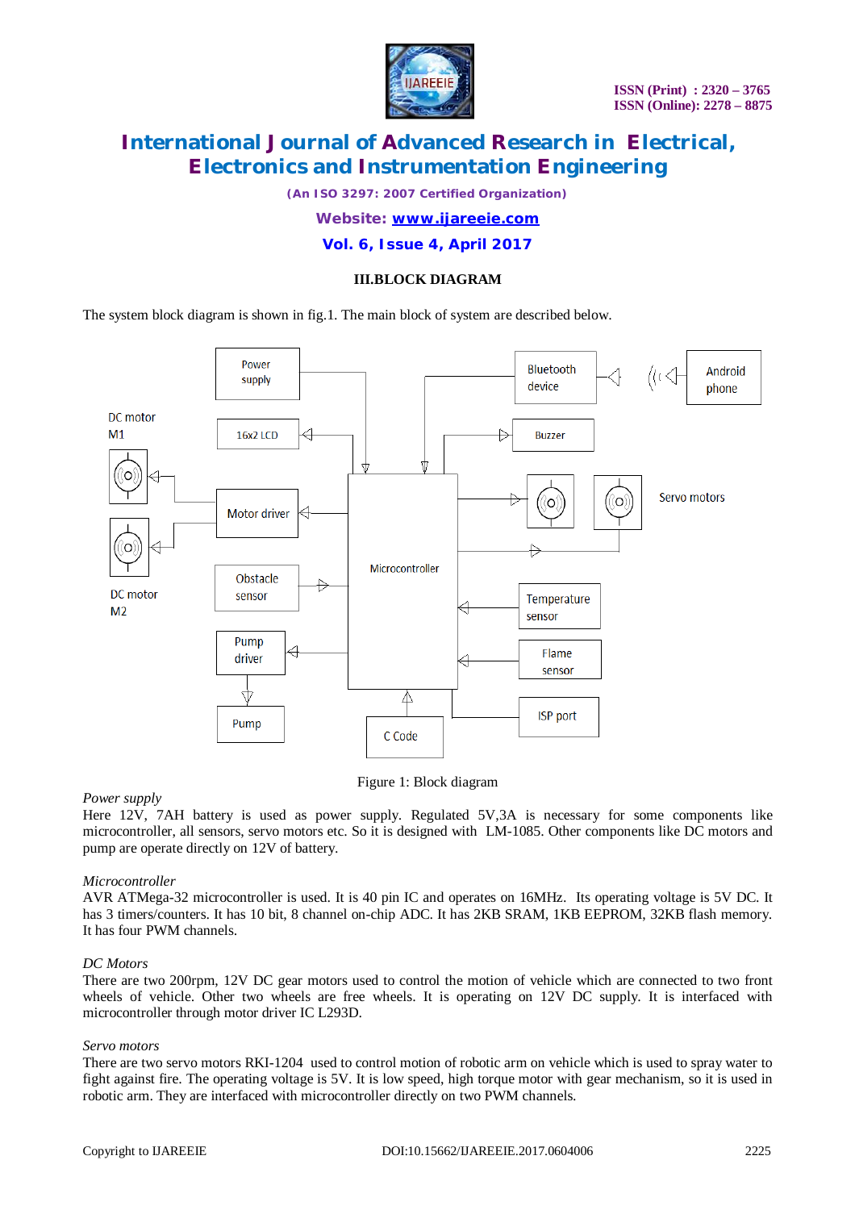## III.BLOCK DIAGRAM

The system block diagram is shown in fig.1. The main block of system are described below.

Figure 1: Block diagram

*Power supply*

Here 12V, 7AH battery is used as power supply. Regulated 5V,3A is necessary for some components like microcontroller, all sensors, servo motors etc. So it is designed with LM-1085. Other components like DC motors and pump are operate directly on 12V of battery.

*Microcontroller*

AVR ATMega-32 microcontroller is used. It is 40 pin IC and operates on 16MHz. Its operating voltage is 5V DC. It has 3 timers/counters. It has 10 bit, 8 channel on-chip ADC. It has 2KB SRAM, 1KB EEPROM, 32KB flash memory. It has four PWM channels.

*DC Motors*

There are two 200rpm, 12V DC gear motors used to control the motion of vehicle which are connected to two front wheels of vehicle. Other two wheels are free wheels. It is operating on 12V DC supply. It is interfaced with microcontroller through motor driver IC L293D.

*Servo motors*

There are two servo motors RKI-1204 used to control motion of robotic arm on vehicle which is used to spray water to fight against fire. The operating voltage is 5V. It is low speed, high torque motor with gear mechanism, so it is used in robotic arm. They are interfaced with microcontroller directly on two PWM channels.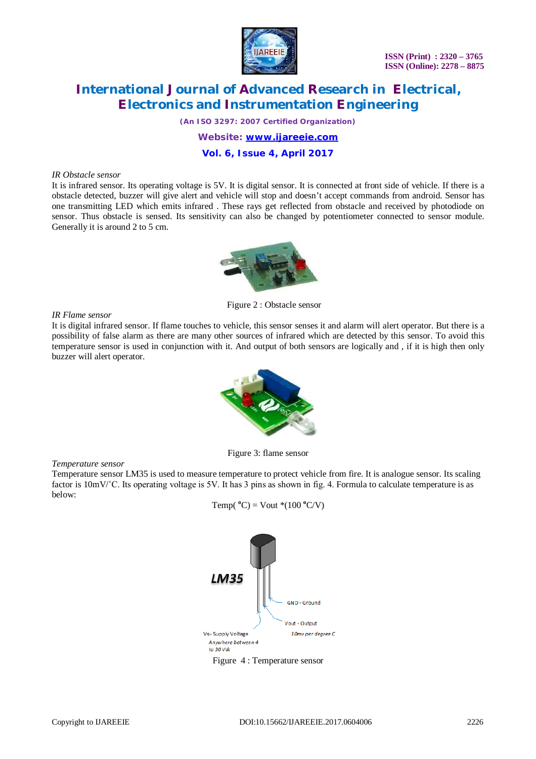*IR Obstacle sensor*

It is infrared sensor. Its operating voltage is 5V. It is digital sensor. It is connected at front side of vehicle. If there is a obstacle detected, buzzer will give alert and vehicle will stop and doesn't accept commands from android. Sensor has one transmitting LED which emits infrared . These rays get reflected from obstacle and received by photodiode on sensor. Thus obstacle is sensed. Its sensitivity can also be changed by potentiometer connected to sensor module. Generally it is around 2 to 5 cm.

Figure 2 : Obstacle sensor

*IR Flame sensor*

It is digital infrared sensor. If flame touches to vehicle, this sensor senses it and alarm will alert operator. But there is a possibility of false alarm as there are many other sources of infrared which are detected by this sensor. To avoid this temperature sensor is used in conjunction with it. And output of both sensors are logically and , if it is high then only buzzer will alert operator.

Figure 3: flame sensor

*Temperature sensor*

Temperature sensor LM35 is used to measure temperature to protect vehicle from fire. It is analogue sensor. Its scaling factor is 10mV/˚C. Its operating voltage is 5V. It has 3 pins as shown in fig. 4. Formula to calculate temperature is as below:

$$\text{Temp}(^{o}\text{C}) = \text{Vout} * (100\ ^{o}\text{C/V})$$

Figure 4 : Temperature sensor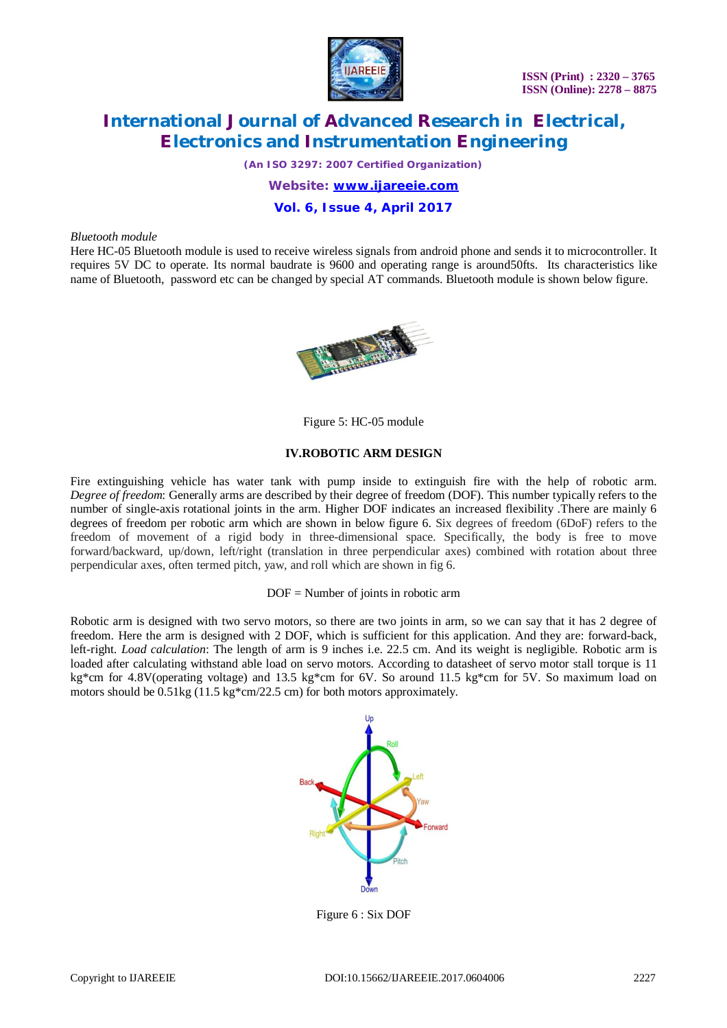*Bluetooth module*

Here HC-05 Bluetooth module is used to receive wireless signals from android phone and sends it to microcontroller. It requires 5V DC to operate. Its normal baudrate is 9600 and operating range is around50fts. Its characteristics like name of Bluetooth, password etc can be changed by special AT commands. Bluetooth module is shown below figure.

Figure 5: HC-05 module

## IV.ROBOTIC ARM DESIGN

Fire extinguishing vehicle has water tank with pump inside to extinguish fire with the help of robotic arm. *Degree of freedom*: Generally arms are described by their degree of freedom (DOF). This number typically refers to the number of single-axis rotational joints in the arm. Higher DOF indicates an increased flexibility .There are mainly 6 degrees of freedom per robotic arm which are shown in below figure 6. Six degrees of freedom (6DoF) refers to the freedom of movement of a rigid body in three-dimensional space. Specifically, the body is free to move forward/backward, up/down, left/right (translation in three perpendicular axes) combined with rotation about three perpendicular axes, often termed pitch, yaw, and roll which are shown in fig 6.

DOF = Number of joints in robotic arm

Robotic arm is designed with two servo motors, so there are two joints in arm, so we can say that it has 2 degree of freedom. Here the arm is designed with 2 DOF, which is sufficient for this application. And they are: forward-back, left-right. *Load calculation*: The length of arm is 9 inches i.e. 22.5 cm. And its weight is negligible. Robotic arm is loaded after calculating withstand able load on servo motors. According to datasheet of servo motor stall torque is 11 kg*cm for 4.8V(operating voltage) and 13.5 kg*cm for 6V. So around 11.5 kg*cm for 5V. So maximum load on motors should be 0.51kg (11.5 kg*cm/22.5 cm) for both motors approximately.

Figure 6 : Six DOF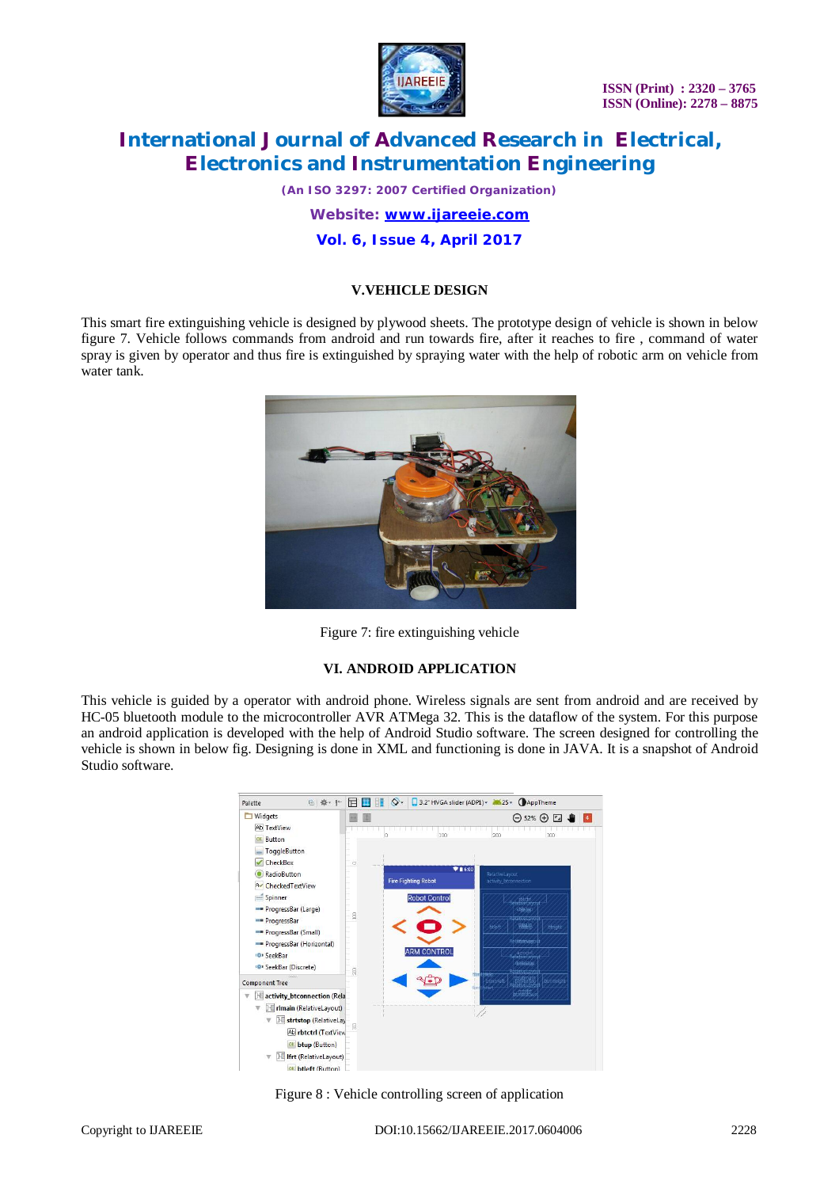## V.VEHICLE DESIGN

This smart fire extinguishing vehicle is designed by plywood sheets. The prototype design of vehicle is shown in below figure 7. Vehicle follows commands from android and run towards fire, after it reaches to fire , command of water spray is given by operator and thus fire is extinguished by spraying water with the help of robotic arm on vehicle from water tank.

Figure 7: fire extinguishing vehicle

## VI. ANDROID APPLICATION

This vehicle is guided by a operator with android phone. Wireless signals are sent from android and are received by HC-05 bluetooth module to the microcontroller AVR ATMega 32. This is the dataflow of the system. For this purpose an android application is developed with the help of Android Studio software. The screen designed for controlling the vehicle is shown in below fig. Designing is done in XML and functioning is done in JAVA. It is a snapshot of Android Studio software.

Figure 8 : Vehicle controlling screen of application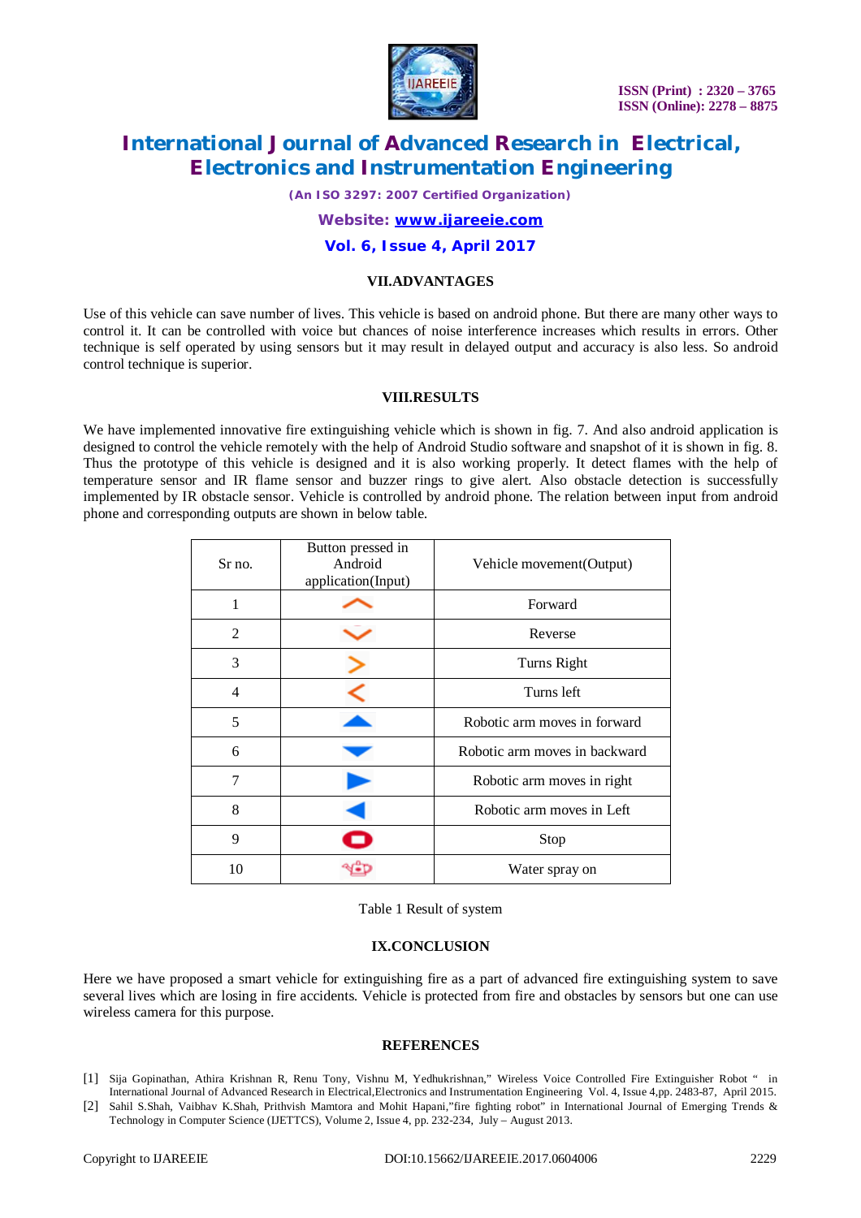## VII.ADVANTAGES

Use of this vehicle can save number of lives. This vehicle is based on android phone. But there are many other ways to control it. It can be controlled with voice but chances of noise interference increases which results in errors. Other technique is self operated by using sensors but it may result in delayed output and accuracy is also less. So android control technique is superior.

## VIII.RESULTS

We have implemented innovative fire extinguishing vehicle which is shown in fig. 7. And also android application is designed to control the vehicle remotely with the help of Android Studio software and snapshot of it is shown in fig. 8. Thus the prototype of this vehicle is designed and it is also working properly. It detect flames with the help of temperature sensor and IR flame sensor and buzzer rings to give alert. Also obstacle detection is successfully implemented by IR obstacle sensor. Vehicle is controlled by android phone. The relation between input from android phone and corresponding outputs are shown in below table.

| Sr no. | Button pressed in Android application(Input) | Vehicle movement(Output) |
|---|---|---|
| 1 | ︿ | Forward |
| 2 | ﹀ | Reverse |
| 3 | > | Turns Right |
| 4 | < | Turns left |
| 5 | ▲ | Robotic arm moves in forward |
| 6 | ▼ | Robotic arm moves in backward |
| 7 | ▶ | Robotic arm moves in right |
| 8 | ◀ | Robotic arm moves in Left |
| 9 | ⬭ | Stop |
| 10 | (water spray icon) | Water spray on |

Table 1 Result of system

## IX.CONCLUSION

Here we have proposed a smart vehicle for extinguishing fire as a part of advanced fire extinguishing system to save several lives which are losing in fire accidents. Vehicle is protected from fire and obstacles by sensors but one can use wireless camera for this purpose.

## REFERENCES

[1] Sija Gopinathan, Athira Krishnan R, Renu Tony, Vishnu M, Yedhukrishnan," Wireless Voice Controlled Fire Extinguisher Robot " in International Journal of Advanced Research in Electrical,Electronics and Instrumentation Engineering Vol. 4, Issue 4,pp. 2483-87, April 2015.

[2] Sahil S.Shah, Vaibhav K.Shah, Prithvish Mamtora and Mohit Hapani,"fire fighting robot" in International Journal of Emerging Trends & Technology in Computer Science (IJETTCS), Volume 2, Issue 4, pp. 232-234, July – August 2013.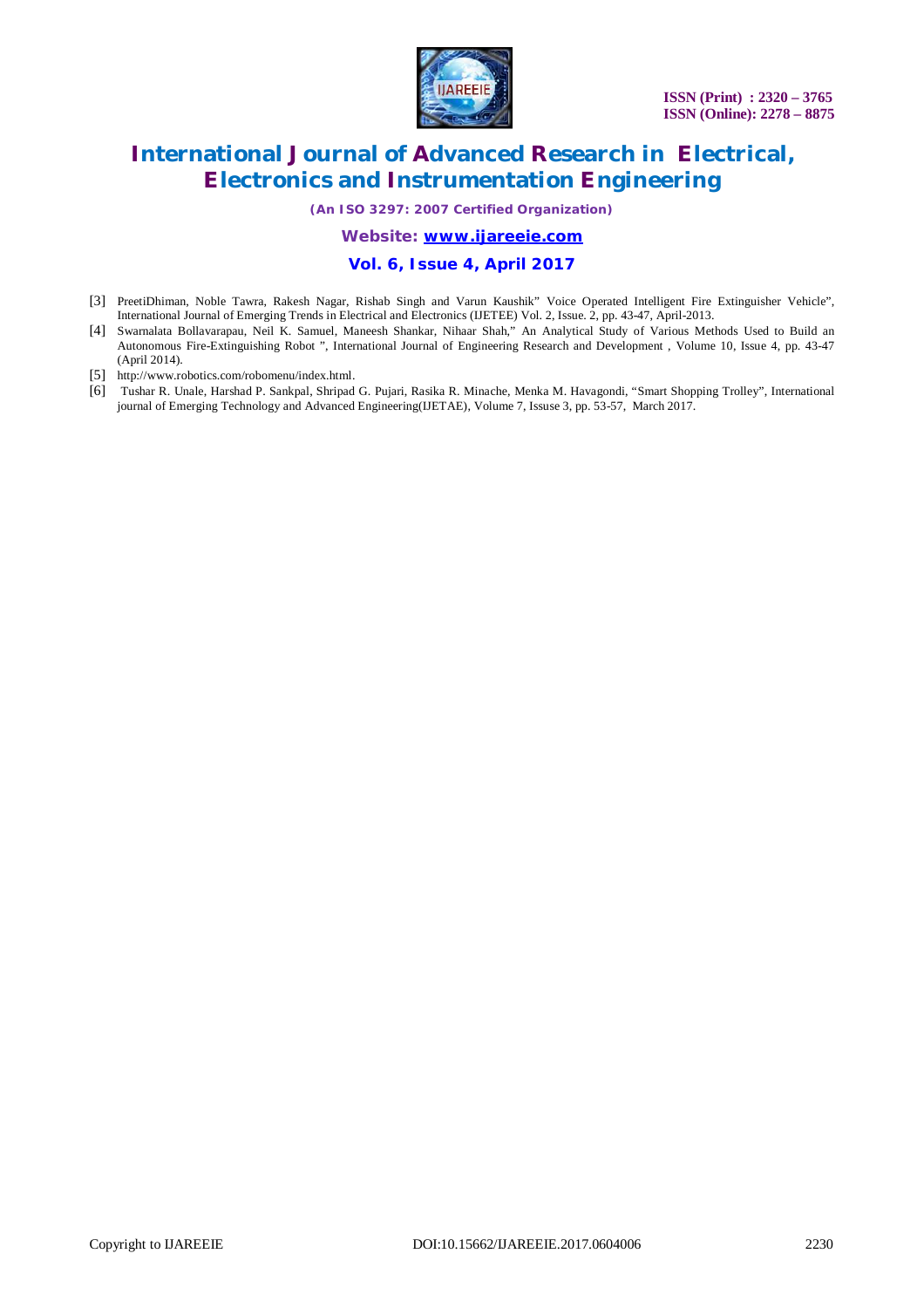[3] PreetiDhiman, Noble Tawra, Rakesh Nagar, Rishab Singh and Varun Kaushik" Voice Operated Intelligent Fire Extinguisher Vehicle", International Journal of Emerging Trends in Electrical and Electronics (IJETEE) Vol. 2, Issue. 2, pp. 43-47, April-2013.

[4] Swarnalata Bollavarapau, Neil K. Samuel, Maneesh Shankar, Nihaar Shah," An Analytical Study of Various Methods Used to Build an Autonomous Fire-Extinguishing Robot ", International Journal of Engineering Research and Development , Volume 10, Issue 4, pp. 43-47 (April 2014).

[5] http://www.robotics.com/robomenu/index.html.

[6] Tushar R. Unale, Harshad P. Sankpal, Shripad G. Pujari, Rasika R. Minache, Menka M. Havagondi, "Smart Shopping Trolley", International journal of Emerging Technology and Advanced Engineering(IJETAE), Volume 7, Issuse 3, pp. 53-57, March 2017.